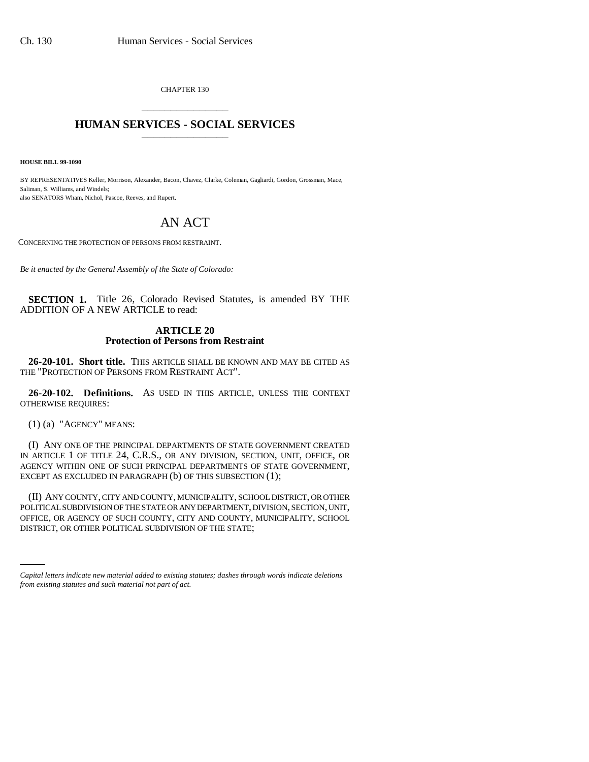CHAPTER 130

# HUMAN SERVICES - SOCIAL SERVICES

**HOUSE BILL 99-1090**

BY REPRESENTATIVES Keller, Morrison, Alexander, Bacon, Chavez, Clarke, Coleman, Gagliardi, Gordon, Grossman, Mace, Saliman, S. Williams, and Windels;
also SENATORS Wham, Nichol, Pascoe, Reeves, and Rupert.

# AN ACT

CONCERNING THE PROTECTION OF PERSONS FROM RESTRAINT.

*Be it enacted by the General Assembly of the State of Colorado:*

**SECTION 1.** Title 26, Colorado Revised Statutes, is amended BY THE ADDITION OF A NEW ARTICLE to read:

## ARTICLE 20
## Protection of Persons from Restraint

**26-20-101. Short title.** THIS ARTICLE SHALL BE KNOWN AND MAY BE CITED AS THE "PROTECTION OF PERSONS FROM RESTRAINT ACT".

**26-20-102. Definitions.** AS USED IN THIS ARTICLE, UNLESS THE CONTEXT OTHERWISE REQUIRES:

(1) (a) "AGENCY" MEANS:

(I) ANY ONE OF THE PRINCIPAL DEPARTMENTS OF STATE GOVERNMENT CREATED IN ARTICLE 1 OF TITLE 24, C.R.S., OR ANY DIVISION, SECTION, UNIT, OFFICE, OR AGENCY WITHIN ONE OF SUCH PRINCIPAL DEPARTMENTS OF STATE GOVERNMENT, EXCEPT AS EXCLUDED IN PARAGRAPH (b) OF THIS SUBSECTION (1);

(II) ANY COUNTY, CITY AND COUNTY, MUNICIPALITY, SCHOOL DISTRICT, OR OTHER POLITICAL SUBDIVISION OF THE STATE OR ANY DEPARTMENT, DIVISION, SECTION, UNIT, OFFICE, OR AGENCY OF SUCH COUNTY, CITY AND COUNTY, MUNICIPALITY, SCHOOL DISTRICT, OR OTHER POLITICAL SUBDIVISION OF THE STATE;

*Capital letters indicate new material added to existing statutes; dashes through words indicate deletions from existing statutes and such material not part of act.*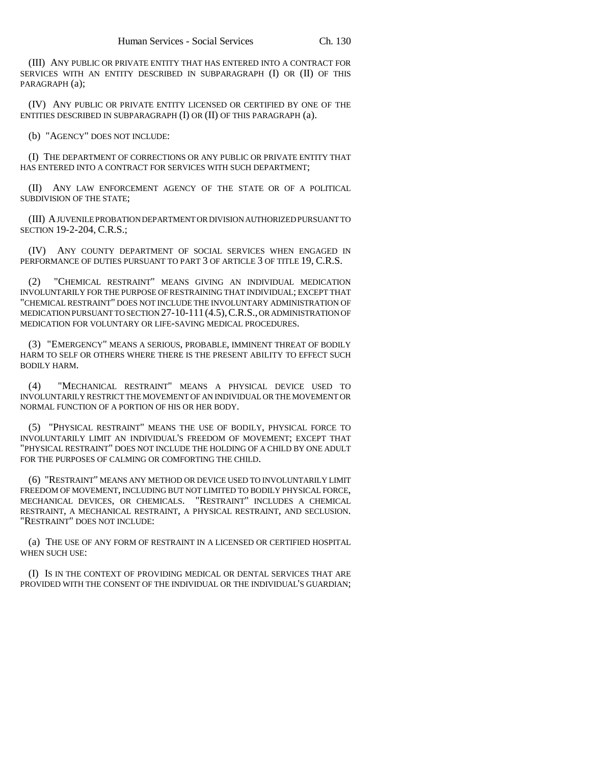(III) ANY PUBLIC OR PRIVATE ENTITY THAT HAS ENTERED INTO A CONTRACT FOR SERVICES WITH AN ENTITY DESCRIBED IN SUBPARAGRAPH (I) OR (II) OF THIS PARAGRAPH (a);

(IV) ANY PUBLIC OR PRIVATE ENTITY LICENSED OR CERTIFIED BY ONE OF THE ENTITIES DESCRIBED IN SUBPARAGRAPH (I) OR (II) OF THIS PARAGRAPH (a).

(b) "AGENCY" DOES NOT INCLUDE:

(I) THE DEPARTMENT OF CORRECTIONS OR ANY PUBLIC OR PRIVATE ENTITY THAT HAS ENTERED INTO A CONTRACT FOR SERVICES WITH SUCH DEPARTMENT;

(II) ANY LAW ENFORCEMENT AGENCY OF THE STATE OR OF A POLITICAL SUBDIVISION OF THE STATE;

(III) A JUVENILE PROBATION DEPARTMENT OR DIVISION AUTHORIZED PURSUANT TO SECTION 19-2-204, C.R.S.;

(IV) ANY COUNTY DEPARTMENT OF SOCIAL SERVICES WHEN ENGAGED IN PERFORMANCE OF DUTIES PURSUANT TO PART 3 OF ARTICLE 3 OF TITLE 19, C.R.S.

(2) "CHEMICAL RESTRAINT" MEANS GIVING AN INDIVIDUAL MEDICATION INVOLUNTARILY FOR THE PURPOSE OF RESTRAINING THAT INDIVIDUAL; EXCEPT THAT "CHEMICAL RESTRAINT" DOES NOT INCLUDE THE INVOLUNTARY ADMINISTRATION OF MEDICATION PURSUANT TO SECTION 27-10-111 (4.5), C.R.S., OR ADMINISTRATION OF MEDICATION FOR VOLUNTARY OR LIFE-SAVING MEDICAL PROCEDURES.

(3) "EMERGENCY" MEANS A SERIOUS, PROBABLE, IMMINENT THREAT OF BODILY HARM TO SELF OR OTHERS WHERE THERE IS THE PRESENT ABILITY TO EFFECT SUCH BODILY HARM.

(4) "MECHANICAL RESTRAINT" MEANS A PHYSICAL DEVICE USED TO INVOLUNTARILY RESTRICT THE MOVEMENT OF AN INDIVIDUAL OR THE MOVEMENT OR NORMAL FUNCTION OF A PORTION OF HIS OR HER BODY.

(5) "PHYSICAL RESTRAINT" MEANS THE USE OF BODILY, PHYSICAL FORCE TO INVOLUNTARILY LIMIT AN INDIVIDUAL'S FREEDOM OF MOVEMENT; EXCEPT THAT "PHYSICAL RESTRAINT" DOES NOT INCLUDE THE HOLDING OF A CHILD BY ONE ADULT FOR THE PURPOSES OF CALMING OR COMFORTING THE CHILD.

(6) "RESTRAINT" MEANS ANY METHOD OR DEVICE USED TO INVOLUNTARILY LIMIT FREEDOM OF MOVEMENT, INCLUDING BUT NOT LIMITED TO BODILY PHYSICAL FORCE, MECHANICAL DEVICES, OR CHEMICALS. "RESTRAINT" INCLUDES A CHEMICAL RESTRAINT, A MECHANICAL RESTRAINT, A PHYSICAL RESTRAINT, AND SECLUSION. "RESTRAINT" DOES NOT INCLUDE:

(a) THE USE OF ANY FORM OF RESTRAINT IN A LICENSED OR CERTIFIED HOSPITAL WHEN SUCH USE:

(I) IS IN THE CONTEXT OF PROVIDING MEDICAL OR DENTAL SERVICES THAT ARE PROVIDED WITH THE CONSENT OF THE INDIVIDUAL OR THE INDIVIDUAL'S GUARDIAN;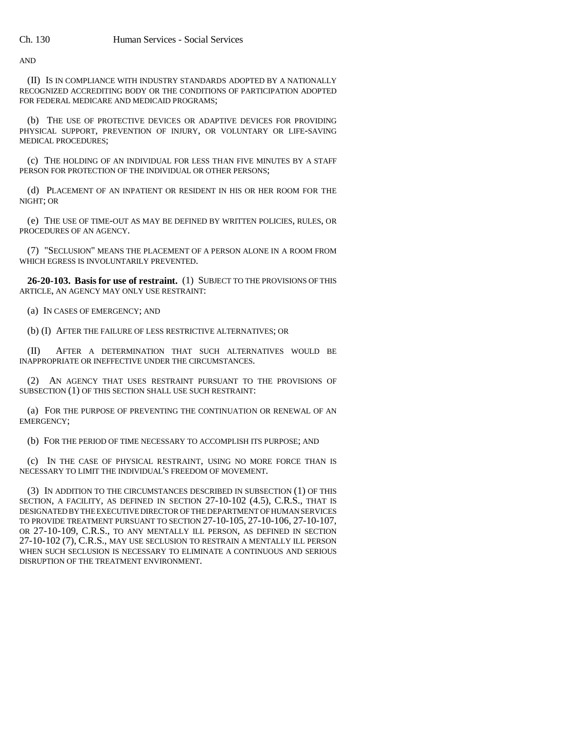AND

(II) IS IN COMPLIANCE WITH INDUSTRY STANDARDS ADOPTED BY A NATIONALLY RECOGNIZED ACCREDITING BODY OR THE CONDITIONS OF PARTICIPATION ADOPTED FOR FEDERAL MEDICARE AND MEDICAID PROGRAMS;

(b) THE USE OF PROTECTIVE DEVICES OR ADAPTIVE DEVICES FOR PROVIDING PHYSICAL SUPPORT, PREVENTION OF INJURY, OR VOLUNTARY OR LIFE-SAVING MEDICAL PROCEDURES;

(c) THE HOLDING OF AN INDIVIDUAL FOR LESS THAN FIVE MINUTES BY A STAFF PERSON FOR PROTECTION OF THE INDIVIDUAL OR OTHER PERSONS;

(d) PLACEMENT OF AN INPATIENT OR RESIDENT IN HIS OR HER ROOM FOR THE NIGHT; OR

(e) THE USE OF TIME-OUT AS MAY BE DEFINED BY WRITTEN POLICIES, RULES, OR PROCEDURES OF AN AGENCY.

(7) "SECLUSION" MEANS THE PLACEMENT OF A PERSON ALONE IN A ROOM FROM WHICH EGRESS IS INVOLUNTARILY PREVENTED.

**26-20-103. Basis for use of restraint.** (1) SUBJECT TO THE PROVISIONS OF THIS ARTICLE, AN AGENCY MAY ONLY USE RESTRAINT:

(a) IN CASES OF EMERGENCY; AND

(b) (I) AFTER THE FAILURE OF LESS RESTRICTIVE ALTERNATIVES; OR

(II) AFTER A DETERMINATION THAT SUCH ALTERNATIVES WOULD BE INAPPROPRIATE OR INEFFECTIVE UNDER THE CIRCUMSTANCES.

(2) AN AGENCY THAT USES RESTRAINT PURSUANT TO THE PROVISIONS OF SUBSECTION (1) OF THIS SECTION SHALL USE SUCH RESTRAINT:

(a) FOR THE PURPOSE OF PREVENTING THE CONTINUATION OR RENEWAL OF AN EMERGENCY;

(b) FOR THE PERIOD OF TIME NECESSARY TO ACCOMPLISH ITS PURPOSE; AND

(c) IN THE CASE OF PHYSICAL RESTRAINT, USING NO MORE FORCE THAN IS NECESSARY TO LIMIT THE INDIVIDUAL'S FREEDOM OF MOVEMENT.

(3) IN ADDITION TO THE CIRCUMSTANCES DESCRIBED IN SUBSECTION (1) OF THIS SECTION, A FACILITY, AS DEFINED IN SECTION 27-10-102 (4.5), C.R.S., THAT IS DESIGNATED BY THE EXECUTIVE DIRECTOR OF THE DEPARTMENT OF HUMAN SERVICES TO PROVIDE TREATMENT PURSUANT TO SECTION 27-10-105, 27-10-106, 27-10-107, OR 27-10-109, C.R.S., TO ANY MENTALLY ILL PERSON, AS DEFINED IN SECTION 27-10-102 (7), C.R.S., MAY USE SECLUSION TO RESTRAIN A MENTALLY ILL PERSON WHEN SUCH SECLUSION IS NECESSARY TO ELIMINATE A CONTINUOUS AND SERIOUS DISRUPTION OF THE TREATMENT ENVIRONMENT.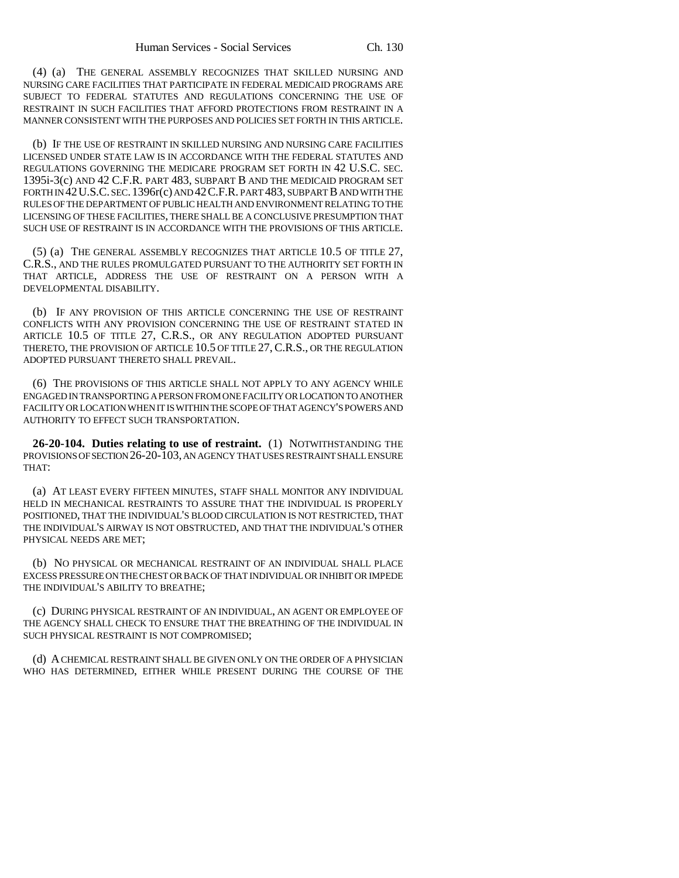(4) (a) THE GENERAL ASSEMBLY RECOGNIZES THAT SKILLED NURSING AND NURSING CARE FACILITIES THAT PARTICIPATE IN FEDERAL MEDICAID PROGRAMS ARE SUBJECT TO FEDERAL STATUTES AND REGULATIONS CONCERNING THE USE OF RESTRAINT IN SUCH FACILITIES THAT AFFORD PROTECTIONS FROM RESTRAINT IN A MANNER CONSISTENT WITH THE PURPOSES AND POLICIES SET FORTH IN THIS ARTICLE.

(b) IF THE USE OF RESTRAINT IN SKILLED NURSING AND NURSING CARE FACILITIES LICENSED UNDER STATE LAW IS IN ACCORDANCE WITH THE FEDERAL STATUTES AND REGULATIONS GOVERNING THE MEDICARE PROGRAM SET FORTH IN 42 U.S.C. SEC. 1395i-3(c) AND 42 C.F.R. PART 483, SUBPART B AND THE MEDICAID PROGRAM SET FORTH IN 42 U.S.C. SEC. 1396r(c) AND 42 C.F.R. PART 483, SUBPART B AND WITH THE RULES OF THE DEPARTMENT OF PUBLIC HEALTH AND ENVIRONMENT RELATING TO THE LICENSING OF THESE FACILITIES, THERE SHALL BE A CONCLUSIVE PRESUMPTION THAT SUCH USE OF RESTRAINT IS IN ACCORDANCE WITH THE PROVISIONS OF THIS ARTICLE.

(5) (a) THE GENERAL ASSEMBLY RECOGNIZES THAT ARTICLE 10.5 OF TITLE 27, C.R.S., AND THE RULES PROMULGATED PURSUANT TO THE AUTHORITY SET FORTH IN THAT ARTICLE, ADDRESS THE USE OF RESTRAINT ON A PERSON WITH A DEVELOPMENTAL DISABILITY.

(b) IF ANY PROVISION OF THIS ARTICLE CONCERNING THE USE OF RESTRAINT CONFLICTS WITH ANY PROVISION CONCERNING THE USE OF RESTRAINT STATED IN ARTICLE 10.5 OF TITLE 27, C.R.S., OR ANY REGULATION ADOPTED PURSUANT THERETO, THE PROVISION OF ARTICLE 10.5 OF TITLE 27, C.R.S., OR THE REGULATION ADOPTED PURSUANT THERETO SHALL PREVAIL.

(6) THE PROVISIONS OF THIS ARTICLE SHALL NOT APPLY TO ANY AGENCY WHILE ENGAGED IN TRANSPORTING A PERSON FROM ONE FACILITY OR LOCATION TO ANOTHER FACILITY OR LOCATION WHEN IT IS WITHIN THE SCOPE OF THAT AGENCY'S POWERS AND AUTHORITY TO EFFECT SUCH TRANSPORTATION.

**26-20-104. Duties relating to use of restraint.** (1) NOTWITHSTANDING THE PROVISIONS OF SECTION 26-20-103, AN AGENCY THAT USES RESTRAINT SHALL ENSURE THAT:

(a) AT LEAST EVERY FIFTEEN MINUTES, STAFF SHALL MONITOR ANY INDIVIDUAL HELD IN MECHANICAL RESTRAINTS TO ASSURE THAT THE INDIVIDUAL IS PROPERLY POSITIONED, THAT THE INDIVIDUAL'S BLOOD CIRCULATION IS NOT RESTRICTED, THAT THE INDIVIDUAL'S AIRWAY IS NOT OBSTRUCTED, AND THAT THE INDIVIDUAL'S OTHER PHYSICAL NEEDS ARE MET;

(b) NO PHYSICAL OR MECHANICAL RESTRAINT OF AN INDIVIDUAL SHALL PLACE EXCESS PRESSURE ON THE CHEST OR BACK OF THAT INDIVIDUAL OR INHIBIT OR IMPEDE THE INDIVIDUAL'S ABILITY TO BREATHE;

(c) DURING PHYSICAL RESTRAINT OF AN INDIVIDUAL, AN AGENT OR EMPLOYEE OF THE AGENCY SHALL CHECK TO ENSURE THAT THE BREATHING OF THE INDIVIDUAL IN SUCH PHYSICAL RESTRAINT IS NOT COMPROMISED;

(d) A CHEMICAL RESTRAINT SHALL BE GIVEN ONLY ON THE ORDER OF A PHYSICIAN WHO HAS DETERMINED, EITHER WHILE PRESENT DURING THE COURSE OF THE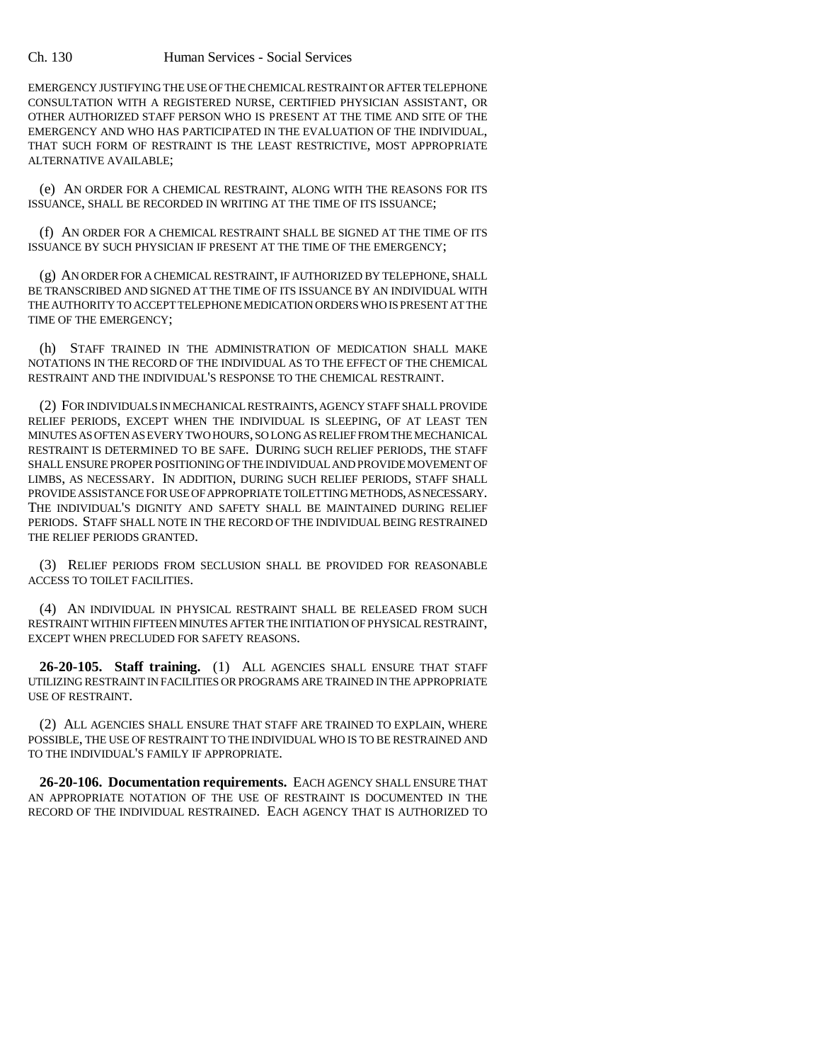EMERGENCY JUSTIFYING THE USE OF THE CHEMICAL RESTRAINT OR AFTER TELEPHONE CONSULTATION WITH A REGISTERED NURSE, CERTIFIED PHYSICIAN ASSISTANT, OR OTHER AUTHORIZED STAFF PERSON WHO IS PRESENT AT THE TIME AND SITE OF THE EMERGENCY AND WHO HAS PARTICIPATED IN THE EVALUATION OF THE INDIVIDUAL, THAT SUCH FORM OF RESTRAINT IS THE LEAST RESTRICTIVE, MOST APPROPRIATE ALTERNATIVE AVAILABLE;

(e) AN ORDER FOR A CHEMICAL RESTRAINT, ALONG WITH THE REASONS FOR ITS ISSUANCE, SHALL BE RECORDED IN WRITING AT THE TIME OF ITS ISSUANCE;

(f) AN ORDER FOR A CHEMICAL RESTRAINT SHALL BE SIGNED AT THE TIME OF ITS ISSUANCE BY SUCH PHYSICIAN IF PRESENT AT THE TIME OF THE EMERGENCY;

(g) AN ORDER FOR A CHEMICAL RESTRAINT, IF AUTHORIZED BY TELEPHONE, SHALL BE TRANSCRIBED AND SIGNED AT THE TIME OF ITS ISSUANCE BY AN INDIVIDUAL WITH THE AUTHORITY TO ACCEPT TELEPHONE MEDICATION ORDERS WHO IS PRESENT AT THE TIME OF THE EMERGENCY;

(h) STAFF TRAINED IN THE ADMINISTRATION OF MEDICATION SHALL MAKE NOTATIONS IN THE RECORD OF THE INDIVIDUAL AS TO THE EFFECT OF THE CHEMICAL RESTRAINT AND THE INDIVIDUAL'S RESPONSE TO THE CHEMICAL RESTRAINT.

(2) FOR INDIVIDUALS IN MECHANICAL RESTRAINTS, AGENCY STAFF SHALL PROVIDE RELIEF PERIODS, EXCEPT WHEN THE INDIVIDUAL IS SLEEPING, OF AT LEAST TEN MINUTES AS OFTEN AS EVERY TWO HOURS, SO LONG AS RELIEF FROM THE MECHANICAL RESTRAINT IS DETERMINED TO BE SAFE. DURING SUCH RELIEF PERIODS, THE STAFF SHALL ENSURE PROPER POSITIONING OF THE INDIVIDUAL AND PROVIDE MOVEMENT OF LIMBS, AS NECESSARY. IN ADDITION, DURING SUCH RELIEF PERIODS, STAFF SHALL PROVIDE ASSISTANCE FOR USE OF APPROPRIATE TOILETTING METHODS, AS NECESSARY. THE INDIVIDUAL'S DIGNITY AND SAFETY SHALL BE MAINTAINED DURING RELIEF PERIODS. STAFF SHALL NOTE IN THE RECORD OF THE INDIVIDUAL BEING RESTRAINED THE RELIEF PERIODS GRANTED.

(3) RELIEF PERIODS FROM SECLUSION SHALL BE PROVIDED FOR REASONABLE ACCESS TO TOILET FACILITIES.

(4) AN INDIVIDUAL IN PHYSICAL RESTRAINT SHALL BE RELEASED FROM SUCH RESTRAINT WITHIN FIFTEEN MINUTES AFTER THE INITIATION OF PHYSICAL RESTRAINT, EXCEPT WHEN PRECLUDED FOR SAFETY REASONS.

**26-20-105. Staff training.** (1) ALL AGENCIES SHALL ENSURE THAT STAFF UTILIZING RESTRAINT IN FACILITIES OR PROGRAMS ARE TRAINED IN THE APPROPRIATE USE OF RESTRAINT.

(2) ALL AGENCIES SHALL ENSURE THAT STAFF ARE TRAINED TO EXPLAIN, WHERE POSSIBLE, THE USE OF RESTRAINT TO THE INDIVIDUAL WHO IS TO BE RESTRAINED AND TO THE INDIVIDUAL'S FAMILY IF APPROPRIATE.

**26-20-106. Documentation requirements.** EACH AGENCY SHALL ENSURE THAT AN APPROPRIATE NOTATION OF THE USE OF RESTRAINT IS DOCUMENTED IN THE RECORD OF THE INDIVIDUAL RESTRAINED. EACH AGENCY THAT IS AUTHORIZED TO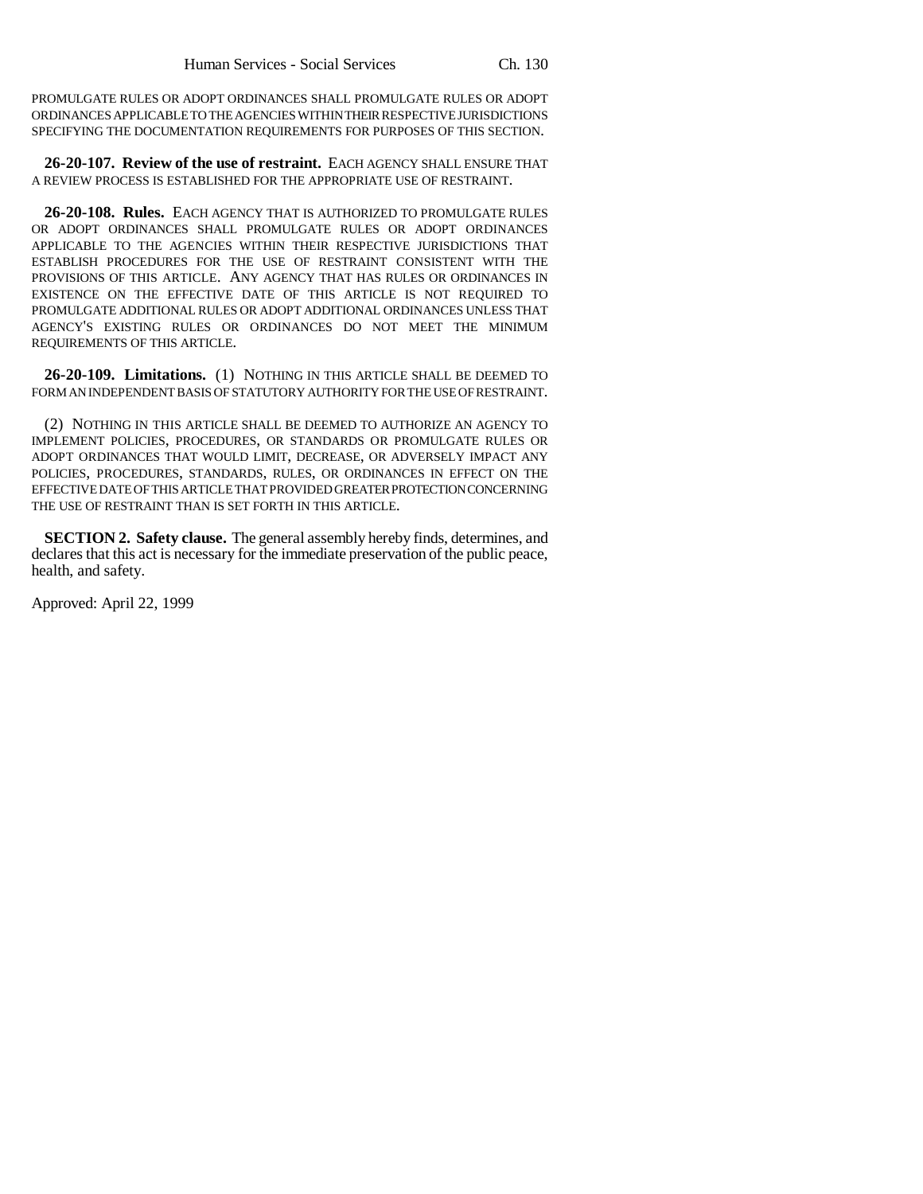PROMULGATE RULES OR ADOPT ORDINANCES SHALL PROMULGATE RULES OR ADOPT ORDINANCES APPLICABLE TO THE AGENCIES WITHIN THEIR RESPECTIVE JURISDICTIONS SPECIFYING THE DOCUMENTATION REQUIREMENTS FOR PURPOSES OF THIS SECTION.

**26-20-107. Review of the use of restraint.** EACH AGENCY SHALL ENSURE THAT A REVIEW PROCESS IS ESTABLISHED FOR THE APPROPRIATE USE OF RESTRAINT.

**26-20-108. Rules.** EACH AGENCY THAT IS AUTHORIZED TO PROMULGATE RULES OR ADOPT ORDINANCES SHALL PROMULGATE RULES OR ADOPT ORDINANCES APPLICABLE TO THE AGENCIES WITHIN THEIR RESPECTIVE JURISDICTIONS THAT ESTABLISH PROCEDURES FOR THE USE OF RESTRAINT CONSISTENT WITH THE PROVISIONS OF THIS ARTICLE. ANY AGENCY THAT HAS RULES OR ORDINANCES IN EXISTENCE ON THE EFFECTIVE DATE OF THIS ARTICLE IS NOT REQUIRED TO PROMULGATE ADDITIONAL RULES OR ADOPT ADDITIONAL ORDINANCES UNLESS THAT AGENCY'S EXISTING RULES OR ORDINANCES DO NOT MEET THE MINIMUM REQUIREMENTS OF THIS ARTICLE.

**26-20-109. Limitations.** (1) NOTHING IN THIS ARTICLE SHALL BE DEEMED TO FORM AN INDEPENDENT BASIS OF STATUTORY AUTHORITY FOR THE USE OF RESTRAINT.

(2) NOTHING IN THIS ARTICLE SHALL BE DEEMED TO AUTHORIZE AN AGENCY TO IMPLEMENT POLICIES, PROCEDURES, OR STANDARDS OR PROMULGATE RULES OR ADOPT ORDINANCES THAT WOULD LIMIT, DECREASE, OR ADVERSELY IMPACT ANY POLICIES, PROCEDURES, STANDARDS, RULES, OR ORDINANCES IN EFFECT ON THE EFFECTIVE DATE OF THIS ARTICLE THAT PROVIDED GREATER PROTECTION CONCERNING THE USE OF RESTRAINT THAN IS SET FORTH IN THIS ARTICLE.

**SECTION 2. Safety clause.** The general assembly hereby finds, determines, and declares that this act is necessary for the immediate preservation of the public peace, health, and safety.

Approved: April 22, 1999